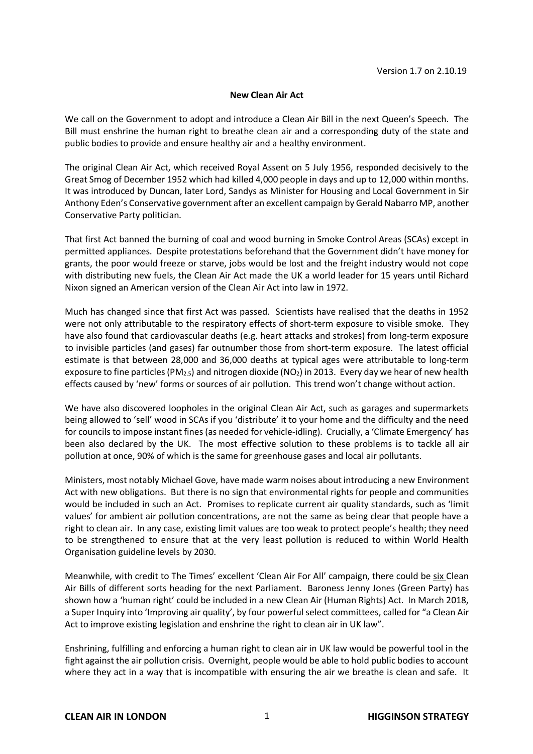Version 1.7 on 2.10.19

**New Clean Air Act**

We call on the Government to adopt and introduce a Clean Air Bill in the next Queen's Speech. The Bill must enshrine the human right to breathe clean air and a corresponding duty of the state and public bodies to provide and ensure healthy air and a healthy environment.

The original Clean Air Act, which received Royal Assent on 5 July 1956, responded decisively to the Great Smog of December 1952 which had killed 4,000 people in days and up to 12,000 within months. It was introduced by Duncan, later Lord, Sandys as Minister for Housing and Local Government in Sir Anthony Eden's Conservative government after an excellent campaign by Gerald Nabarro MP, another Conservative Party politician.

That first Act banned the burning of coal and wood burning in Smoke Control Areas (SCAs) except in permitted appliances. Despite protestations beforehand that the Government didn't have money for grants, the poor would freeze or starve, jobs would be lost and the freight industry would not cope with distributing new fuels, the Clean Air Act made the UK a world leader for 15 years until Richard Nixon signed an American version of the Clean Air Act into law in 1972.

Much has changed since that first Act was passed. Scientists have realised that the deaths in 1952 were not only attributable to the respiratory effects of short-term exposure to visible smoke. They have also found that cardiovascular deaths (e.g. heart attacks and strokes) from long-term exposure to invisible particles (and gases) far outnumber those from short-term exposure. The latest official estimate is that between 28,000 and 36,000 deaths at typical ages were attributable to long-term exposure to fine particles ($PM_{2.5}$) and nitrogen dioxide ($NO_2$) in 2013. Every day we hear of new health effects caused by 'new' forms or sources of air pollution. This trend won't change without action.

We have also discovered loopholes in the original Clean Air Act, such as garages and supermarkets being allowed to 'sell' wood in SCAs if you 'distribute' it to your home and the difficulty and the need for councils to impose instant fines (as needed for vehicle-idling). Crucially, a 'Climate Emergency' has been also declared by the UK. The most effective solution to these problems is to tackle all air pollution at once, 90% of which is the same for greenhouse gases and local air pollutants.

Ministers, most notably Michael Gove, have made warm noises about introducing a new Environment Act with new obligations. But there is no sign that environmental rights for people and communities would be included in such an Act. Promises to replicate current air quality standards, such as 'limit values' for ambient air pollution concentrations, are not the same as being clear that people have a right to clean air. In any case, existing limit values are too weak to protect people's health; they need to be strengthened to ensure that at the very least pollution is reduced to within World Health Organisation guideline levels by 2030.

Meanwhile, with credit to The Times' excellent 'Clean Air For All' campaign, there could be six Clean Air Bills of different sorts heading for the next Parliament. Baroness Jenny Jones (Green Party) has shown how a 'human right' could be included in a new Clean Air (Human Rights) Act. In March 2018, a Super Inquiry into 'Improving air quality', by four powerful select committees, called for "a Clean Air Act to improve existing legislation and enshrine the right to clean air in UK law".

Enshrining, fulfilling and enforcing a human right to clean air in UK law would be powerful tool in the fight against the air pollution crisis. Overnight, people would be able to hold public bodies to account where they act in a way that is incompatible with ensuring the air we breathe is clean and safe. It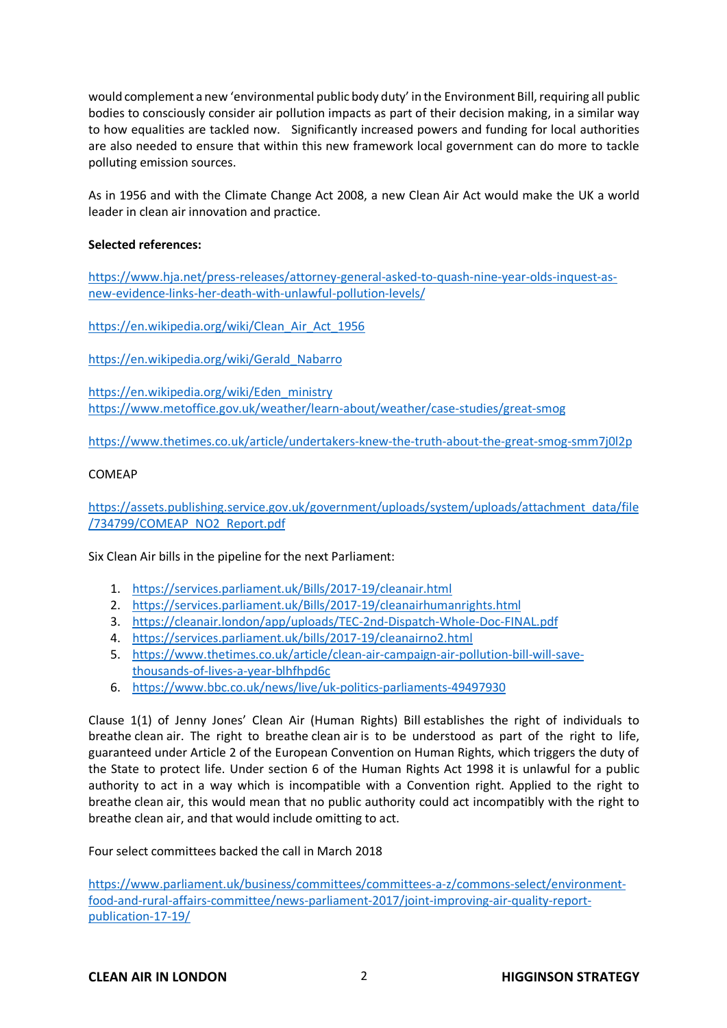would complement a new 'environmental public body duty' in the Environment Bill, requiring all public bodies to consciously consider air pollution impacts as part of their decision making, in a similar way to how equalities are tackled now. Significantly increased powers and funding for local authorities are also needed to ensure that within this new framework local government can do more to tackle polluting emission sources.

As in 1956 and with the Climate Change Act 2008, a new Clean Air Act would make the UK a world leader in clean air innovation and practice.

**Selected references:**

https://www.hja.net/press-releases/attorney-general-asked-to-quash-nine-year-olds-inquest-as-new-evidence-links-her-death-with-unlawful-pollution-levels/

https://en.wikipedia.org/wiki/Clean_Air_Act_1956

https://en.wikipedia.org/wiki/Gerald_Nabarro

https://en.wikipedia.org/wiki/Eden_ministry
https://www.metoffice.gov.uk/weather/learn-about/weather/case-studies/great-smog

https://www.thetimes.co.uk/article/undertakers-knew-the-truth-about-the-great-smog-smm7j0l2p

COMEAP

https://assets.publishing.service.gov.uk/government/uploads/system/uploads/attachment_data/file/734799/COMEAP_NO2_Report.pdf

Six Clean Air bills in the pipeline for the next Parliament:

1. https://services.parliament.uk/Bills/2017-19/cleanair.html
2. https://services.parliament.uk/Bills/2017-19/cleanairhumanrights.html
3. https://cleanair.london/app/uploads/TEC-2nd-Dispatch-Whole-Doc-FINAL.pdf
4. https://services.parliament.uk/bills/2017-19/cleanairno2.html
5. https://www.thetimes.co.uk/article/clean-air-campaign-air-pollution-bill-will-save-thousands-of-lives-a-year-blhfhpd6c
6. https://www.bbc.co.uk/news/live/uk-politics-parliaments-49497930

Clause 1(1) of Jenny Jones' Clean Air (Human Rights) Bill establishes the right of individuals to breathe clean air. The right to breathe clean air is to be understood as part of the right to life, guaranteed under Article 2 of the European Convention on Human Rights, which triggers the duty of the State to protect life. Under section 6 of the Human Rights Act 1998 it is unlawful for a public authority to act in a way which is incompatible with a Convention right. Applied to the right to breathe clean air, this would mean that no public authority could act incompatibly with the right to breathe clean air, and that would include omitting to act.

Four select committees backed the call in March 2018

https://www.parliament.uk/business/committees/committees-a-z/commons-select/environment-food-and-rural-affairs-committee/news-parliament-2017/joint-improving-air-quality-report-publication-17-19/